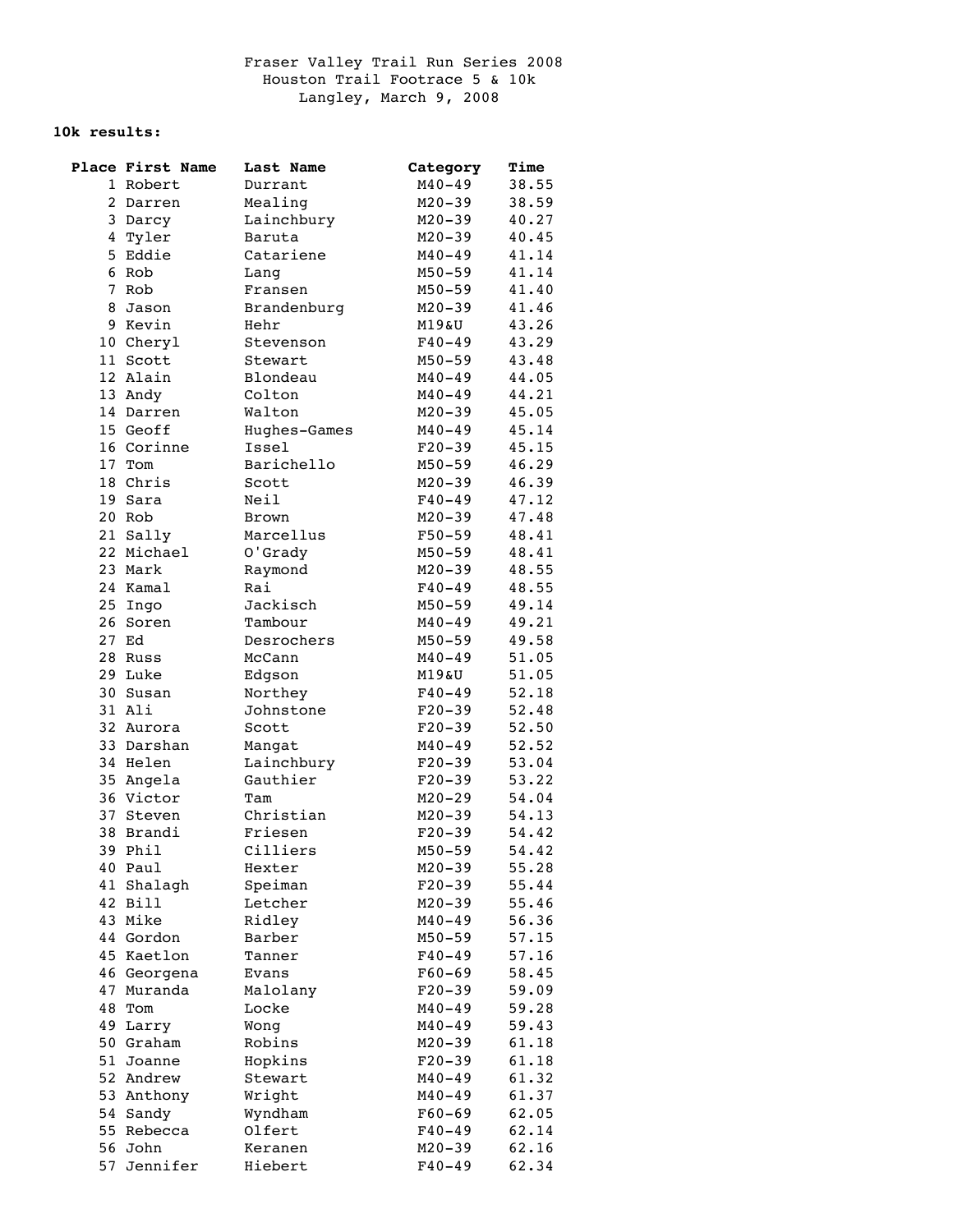Fraser Valley Trail Run Series 2008
Houston Trail Footrace 5 & 10k
Langley, March 9, 2008

**10k results:**

| Place | First Name | Last Name | Category | Time |
|---|---|---|---|---|
| 1 | Robert | Durrant | M40-49 | 38.55 |
| 2 | Darren | Mealing | M20-39 | 38.59 |
| 3 | Darcy | Lainchbury | M20-39 | 40.27 |
| 4 | Tyler | Baruta | M20-39 | 40.45 |
| 5 | Eddie | Catariene | M40-49 | 41.14 |
| 6 | Rob | Lang | M50-59 | 41.14 |
| 7 | Rob | Fransen | M50-59 | 41.40 |
| 8 | Jason | Brandenburg | M20-39 | 41.46 |
| 9 | Kevin | Hehr | M19&U | 43.26 |
| 10 | Cheryl | Stevenson | F40-49 | 43.29 |
| 11 | Scott | Stewart | M50-59 | 43.48 |
| 12 | Alain | Blondeau | M40-49 | 44.05 |
| 13 | Andy | Colton | M40-49 | 44.21 |
| 14 | Darren | Walton | M20-39 | 45.05 |
| 15 | Geoff | Hughes-Games | M40-49 | 45.14 |
| 16 | Corinne | Issel | F20-39 | 45.15 |
| 17 | Tom | Barichello | M50-59 | 46.29 |
| 18 | Chris | Scott | M20-39 | 46.39 |
| 19 | Sara | Neil | F40-49 | 47.12 |
| 20 | Rob | Brown | M20-39 | 47.48 |
| 21 | Sally | Marcellus | F50-59 | 48.41 |
| 22 | Michael | O'Grady | M50-59 | 48.41 |
| 23 | Mark | Raymond | M20-39 | 48.55 |
| 24 | Kamal | Rai | F40-49 | 48.55 |
| 25 | Ingo | Jackisch | M50-59 | 49.14 |
| 26 | Soren | Tambour | M40-49 | 49.21 |
| 27 | Ed | Desrochers | M50-59 | 49.58 |
| 28 | Russ | McCann | M40-49 | 51.05 |
| 29 | Luke | Edgson | M19&U | 51.05 |
| 30 | Susan | Northey | F40-49 | 52.18 |
| 31 | Ali | Johnstone | F20-39 | 52.48 |
| 32 | Aurora | Scott | F20-39 | 52.50 |
| 33 | Darshan | Mangat | M40-49 | 52.52 |
| 34 | Helen | Lainchbury | F20-39 | 53.04 |
| 35 | Angela | Gauthier | F20-39 | 53.22 |
| 36 | Victor | Tam | M20-29 | 54.04 |
| 37 | Steven | Christian | M20-39 | 54.13 |
| 38 | Brandi | Friesen | F20-39 | 54.42 |
| 39 | Phil | Cilliers | M50-59 | 54.42 |
| 40 | Paul | Hexter | M20-39 | 55.28 |
| 41 | Shalagh | Speiman | F20-39 | 55.44 |
| 42 | Bill | Letcher | M20-39 | 55.46 |
| 43 | Mike | Ridley | M40-49 | 56.36 |
| 44 | Gordon | Barber | M50-59 | 57.15 |
| 45 | Kaetlon | Tanner | F40-49 | 57.16 |
| 46 | Georgena | Evans | F60-69 | 58.45 |
| 47 | Muranda | Malolany | F20-39 | 59.09 |
| 48 | Tom | Locke | M40-49 | 59.28 |
| 49 | Larry | Wong | M40-49 | 59.43 |
| 50 | Graham | Robins | M20-39 | 61.18 |
| 51 | Joanne | Hopkins | F20-39 | 61.18 |
| 52 | Andrew | Stewart | M40-49 | 61.32 |
| 53 | Anthony | Wright | M40-49 | 61.37 |
| 54 | Sandy | Wyndham | F60-69 | 62.05 |
| 55 | Rebecca | Olfert | F40-49 | 62.14 |
| 56 | John | Keranen | M20-39 | 62.16 |
| 57 | Jennifer | Hiebert | F40-49 | 62.34 |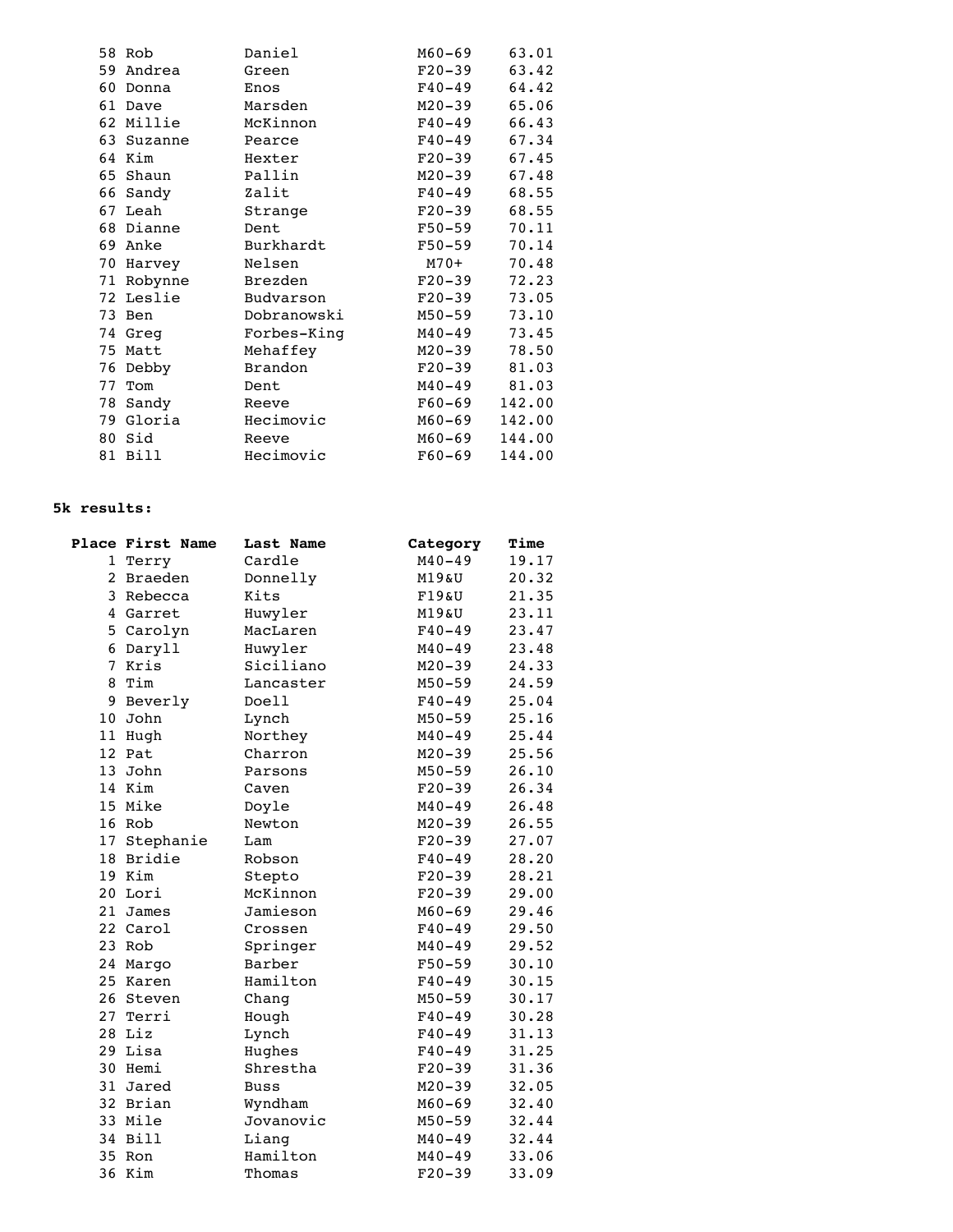| Place | First Name | Last Name | Category | Time |
|---|---|---|---|---|
| 58 | Rob | Daniel | M60-69 | 63.01 |
| 59 | Andrea | Green | F20-39 | 63.42 |
| 60 | Donna | Enos | F40-49 | 64.42 |
| 61 | Dave | Marsden | M20-39 | 65.06 |
| 62 | Millie | McKinnon | F40-49 | 66.43 |
| 63 | Suzanne | Pearce | F40-49 | 67.34 |
| 64 | Kim | Hexter | F20-39 | 67.45 |
| 65 | Shaun | Pallin | M20-39 | 67.48 |
| 66 | Sandy | Zalit | F40-49 | 68.55 |
| 67 | Leah | Strange | F20-39 | 68.55 |
| 68 | Dianne | Dent | F50-59 | 70.11 |
| 69 | Anke | Burkhardt | F50-59 | 70.14 |
| 70 | Harvey | Nelsen | M70+ | 70.48 |
| 71 | Robynne | Brezden | F20-39 | 72.23 |
| 72 | Leslie | Budvarson | F20-39 | 73.05 |
| 73 | Ben | Dobranowski | M50-59 | 73.10 |
| 74 | Greg | Forbes-King | M40-49 | 73.45 |
| 75 | Matt | Mehaffey | M20-39 | 78.50 |
| 76 | Debby | Brandon | F20-39 | 81.03 |
| 77 | Tom | Dent | M40-49 | 81.03 |
| 78 | Sandy | Reeve | F60-69 | 142.00 |
| 79 | Gloria | Hecimovic | M60-69 | 142.00 |
| 80 | Sid | Reeve | M60-69 | 144.00 |
| 81 | Bill | Hecimovic | F60-69 | 144.00 |

**5k results:**

| Place | First Name | Last Name | Category | Time |
|---|---|---|---|---|
| 1 | Terry | Cardle | M40-49 | 19.17 |
| 2 | Braeden | Donnelly | M19&U | 20.32 |
| 3 | Rebecca | Kits | F19&U | 21.35 |
| 4 | Garret | Huwyler | M19&U | 23.11 |
| 5 | Carolyn | MacLaren | F40-49 | 23.47 |
| 6 | Daryll | Huwyler | M40-49 | 23.48 |
| 7 | Kris | Siciliano | M20-39 | 24.33 |
| 8 | Tim | Lancaster | M50-59 | 24.59 |
| 9 | Beverly | Doell | F40-49 | 25.04 |
| 10 | John | Lynch | M50-59 | 25.16 |
| 11 | Hugh | Northey | M40-49 | 25.44 |
| 12 | Pat | Charron | M20-39 | 25.56 |
| 13 | John | Parsons | M50-59 | 26.10 |
| 14 | Kim | Caven | F20-39 | 26.34 |
| 15 | Mike | Doyle | M40-49 | 26.48 |
| 16 | Rob | Newton | M20-39 | 26.55 |
| 17 | Stephanie | Lam | F20-39 | 27.07 |
| 18 | Bridie | Robson | F40-49 | 28.20 |
| 19 | Kim | Stepto | F20-39 | 28.21 |
| 20 | Lori | McKinnon | F20-39 | 29.00 |
| 21 | James | Jamieson | M60-69 | 29.46 |
| 22 | Carol | Crossen | F40-49 | 29.50 |
| 23 | Rob | Springer | M40-49 | 29.52 |
| 24 | Margo | Barber | F50-59 | 30.10 |
| 25 | Karen | Hamilton | F40-49 | 30.15 |
| 26 | Steven | Chang | M50-59 | 30.17 |
| 27 | Terri | Hough | F40-49 | 30.28 |
| 28 | Liz | Lynch | F40-49 | 31.13 |
| 29 | Lisa | Hughes | F40-49 | 31.25 |
| 30 | Hemi | Shrestha | F20-39 | 31.36 |
| 31 | Jared | Buss | M20-39 | 32.05 |
| 32 | Brian | Wyndham | M60-69 | 32.40 |
| 33 | Mile | Jovanovic | M50-59 | 32.44 |
| 34 | Bill | Liang | M40-49 | 32.44 |
| 35 | Ron | Hamilton | M40-49 | 33.06 |
| 36 | Kim | Thomas | F20-39 | 33.09 |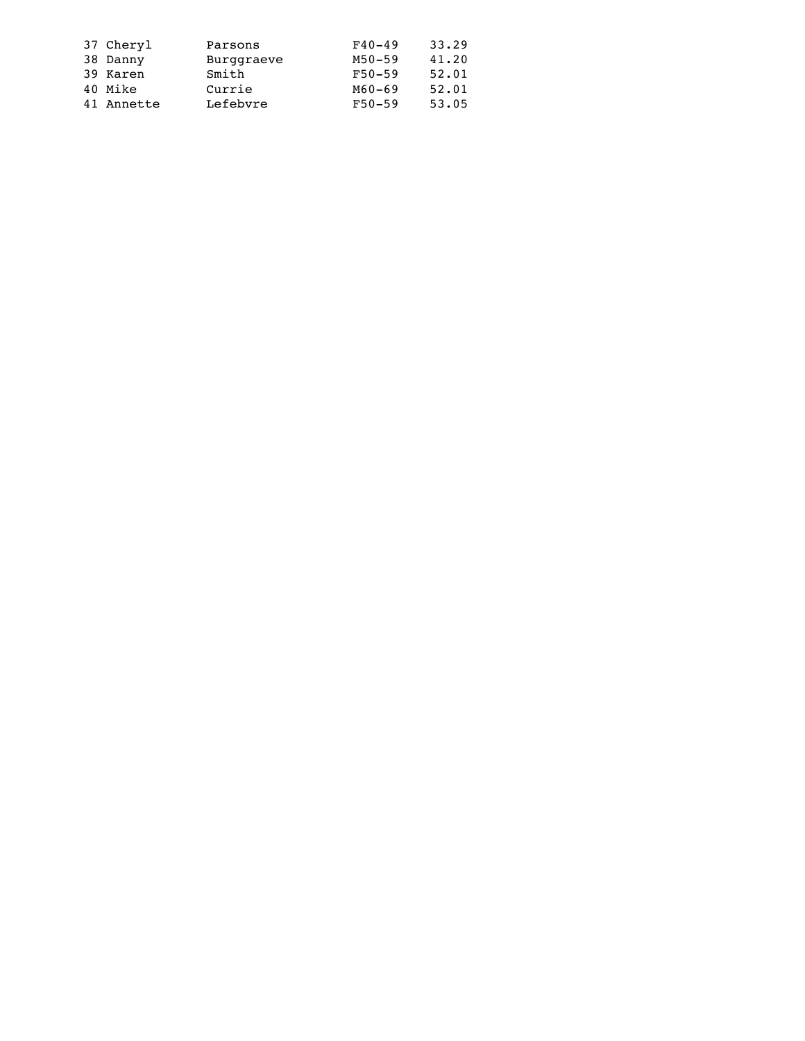| | | | | |
|---|---|---|---|---|
| 37 | Cheryl | Parsons | F40-49 | 33.29 |
| 38 | Danny | Burggraeve | M50-59 | 41.20 |
| 39 | Karen | Smith | F50-59 | 52.01 |
| 40 | Mike | Currie | M60-69 | 52.01 |
| 41 | Annette | Lefebvre | F50-59 | 53.05 |